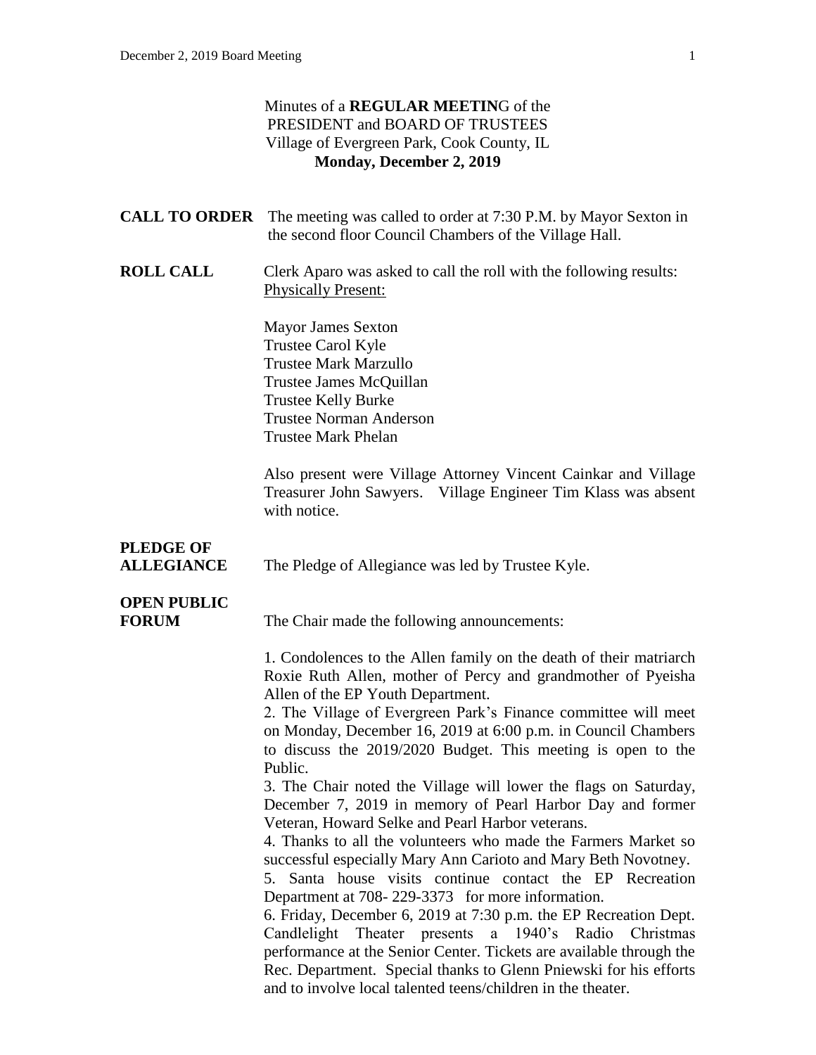Minutes of a **REGULAR MEETIN**G of the
PRESIDENT and BOARD OF TRUSTEES
Village of Evergreen Park, Cook County, IL
**Monday, December 2, 2019**

**CALL TO ORDER** The meeting was called to order at 7:30 P.M. by Mayor Sexton in the second floor Council Chambers of the Village Hall.

**ROLL CALL** Clerk Aparo was asked to call the roll with the following results:
Physically Present:

Mayor James Sexton
Trustee Carol Kyle
Trustee Mark Marzullo
Trustee James McQuillan
Trustee Kelly Burke
Trustee Norman Anderson
Trustee Mark Phelan

Also present were Village Attorney Vincent Cainkar and Village Treasurer John Sawyers. Village Engineer Tim Klass was absent with notice.

**PLEDGE OF ALLEGIANCE** The Pledge of Allegiance was led by Trustee Kyle.

**OPEN PUBLIC FORUM** The Chair made the following announcements:

1. Condolences to the Allen family on the death of their matriarch Roxie Ruth Allen, mother of Percy and grandmother of Pyeisha Allen of the EP Youth Department.
2. The Village of Evergreen Park's Finance committee will meet on Monday, December 16, 2019 at 6:00 p.m. in Council Chambers to discuss the 2019/2020 Budget. This meeting is open to the Public.
3. The Chair noted the Village will lower the flags on Saturday, December 7, 2019 in memory of Pearl Harbor Day and former Veteran, Howard Selke and Pearl Harbor veterans.
4. Thanks to all the volunteers who made the Farmers Market so successful especially Mary Ann Carioto and Mary Beth Novotney.
5. Santa house visits continue contact the EP Recreation Department at 708- 229-3373 for more information.
6. Friday, December 6, 2019 at 7:30 p.m. the EP Recreation Dept. Candlelight Theater presents a 1940's Radio Christmas performance at the Senior Center. Tickets are available through the Rec. Department. Special thanks to Glenn Pniewski for his efforts and to involve local talented teens/children in the theater.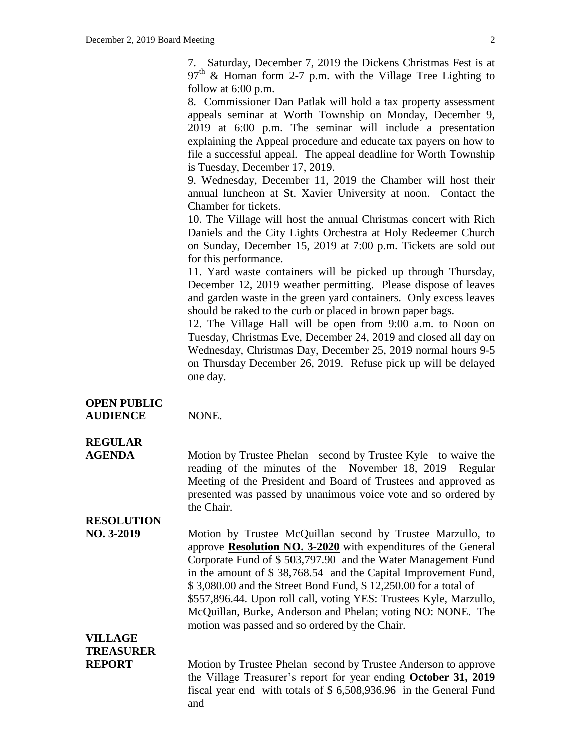7. Saturday, December 7, 2019 the Dickens Christmas Fest is at 97th & Homan form 2-7 p.m. with the Village Tree Lighting to follow at 6:00 p.m.

8. Commissioner Dan Patlak will hold a tax property assessment appeals seminar at Worth Township on Monday, December 9, 2019 at 6:00 p.m. The seminar will include a presentation explaining the Appeal procedure and educate tax payers on how to file a successful appeal. The appeal deadline for Worth Township is Tuesday, December 17, 2019.

9. Wednesday, December 11, 2019 the Chamber will host their annual luncheon at St. Xavier University at noon. Contact the Chamber for tickets.

10. The Village will host the annual Christmas concert with Rich Daniels and the City Lights Orchestra at Holy Redeemer Church on Sunday, December 15, 2019 at 7:00 p.m. Tickets are sold out for this performance.

11. Yard waste containers will be picked up through Thursday, December 12, 2019 weather permitting. Please dispose of leaves and garden waste in the green yard containers. Only excess leaves should be raked to the curb or placed in brown paper bags.

12. The Village Hall will be open from 9:00 a.m. to Noon on Tuesday, Christmas Eve, December 24, 2019 and closed all day on Wednesday, Christmas Day, December 25, 2019 normal hours 9-5 on Thursday December 26, 2019. Refuse pick up will be delayed one day.

**OPEN PUBLIC AUDIENCE** NONE.

**REGULAR AGENDA** Motion by Trustee Phelan second by Trustee Kyle to waive the reading of the minutes of the November 18, 2019 Regular Meeting of the President and Board of Trustees and approved as presented was passed by unanimous voice vote and so ordered by the Chair.

**RESOLUTION NO. 3-2019** Motion by Trustee McQuillan second by Trustee Marzullo, to approve **Resolution NO. 3-2020** with expenditures of the General Corporate Fund of $ 503,797.90 and the Water Management Fund in the amount of $ 38,768.54 and the Capital Improvement Fund, $ 3,080.00 and the Street Bond Fund, $ 12,250.00 for a total of $557,896.44. Upon roll call, voting YES: Trustees Kyle, Marzullo, McQuillan, Burke, Anderson and Phelan; voting NO: NONE. The motion was passed and so ordered by the Chair.

**VILLAGE TREASURER REPORT** Motion by Trustee Phelan second by Trustee Anderson to approve the Village Treasurer's report for year ending **October 31, 2019** fiscal year end with totals of $ 6,508,936.96 in the General Fund and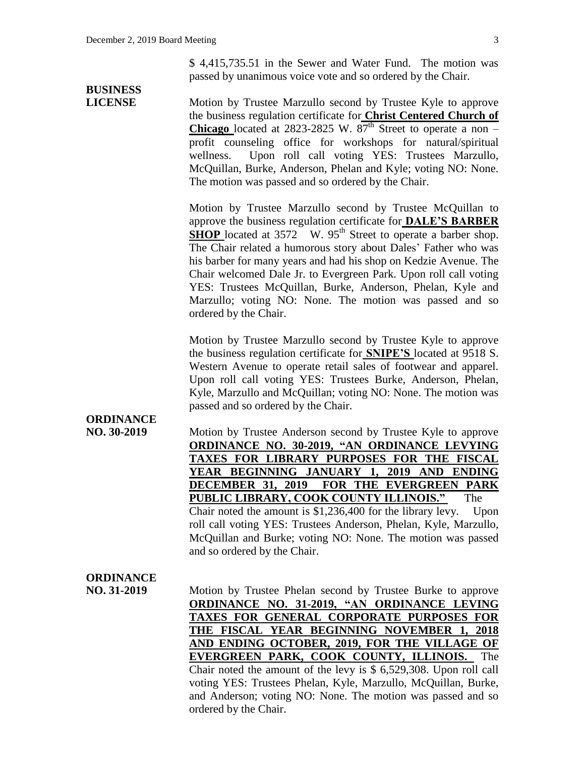$ 4,415,735.51 in the Sewer and Water Fund. The motion was passed by unanimous voice vote and so ordered by the Chair.

**BUSINESS LICENSE**

Motion by Trustee Marzullo second by Trustee Kyle to approve the business regulation certificate for **Christ Centered Church of Chicago** located at 2823-2825 W. 87th Street to operate a non – profit counseling office for workshops for natural/spiritual wellness. Upon roll call voting YES: Trustees Marzullo, McQuillan, Burke, Anderson, Phelan and Kyle; voting NO: None. The motion was passed and so ordered by the Chair.

Motion by Trustee Marzullo second by Trustee McQuillan to approve the business regulation certificate for **DALE'S BARBER SHOP** located at 3572 W. 95th Street to operate a barber shop. The Chair related a humorous story about Dales' Father who was his barber for many years and had his shop on Kedzie Avenue. The Chair welcomed Dale Jr. to Evergreen Park. Upon roll call voting YES: Trustees McQuillan, Burke, Anderson, Phelan, Kyle and Marzullo; voting NO: None. The motion was passed and so ordered by the Chair.

Motion by Trustee Marzullo second by Trustee Kyle to approve the business regulation certificate for **SNIPE'S** located at 9518 S. Western Avenue to operate retail sales of footwear and apparel. Upon roll call voting YES: Trustees Burke, Anderson, Phelan, Kyle, Marzullo and McQuillan; voting NO: None. The motion was passed and so ordered by the Chair.

**ORDINANCE NO. 30-2019**

Motion by Trustee Anderson second by Trustee Kyle to approve **ORDINANCE NO. 30-2019, "AN ORDINANCE LEVYING TAXES FOR LIBRARY PURPOSES FOR THE FISCAL YEAR BEGINNING JANUARY 1, 2019 AND ENDING DECEMBER 31, 2019 FOR THE EVERGREEN PARK PUBLIC LIBRARY, COOK COUNTY ILLINOIS."** The Chair noted the amount is $1,236,400 for the library levy. Upon roll call voting YES: Trustees Anderson, Phelan, Kyle, Marzullo, McQuillan and Burke; voting NO: None. The motion was passed and so ordered by the Chair.

**ORDINANCE NO. 31-2019**

Motion by Trustee Phelan second by Trustee Burke to approve **ORDINANCE NO. 31-2019, "AN ORDINANCE LEVING TAXES FOR GENERAL CORPORATE PURPOSES FOR THE FISCAL YEAR BEGINNING NOVEMBER 1, 2018 AND ENDING OCTOBER, 2019, FOR THE VILLAGE OF EVERGREEN PARK, COOK COUNTY, ILLINOIS.** The Chair noted the amount of the levy is $ 6,529,308. Upon roll call voting YES: Trustees Phelan, Kyle, Marzullo, McQuillan, Burke, and Anderson; voting NO: None. The motion was passed and so ordered by the Chair.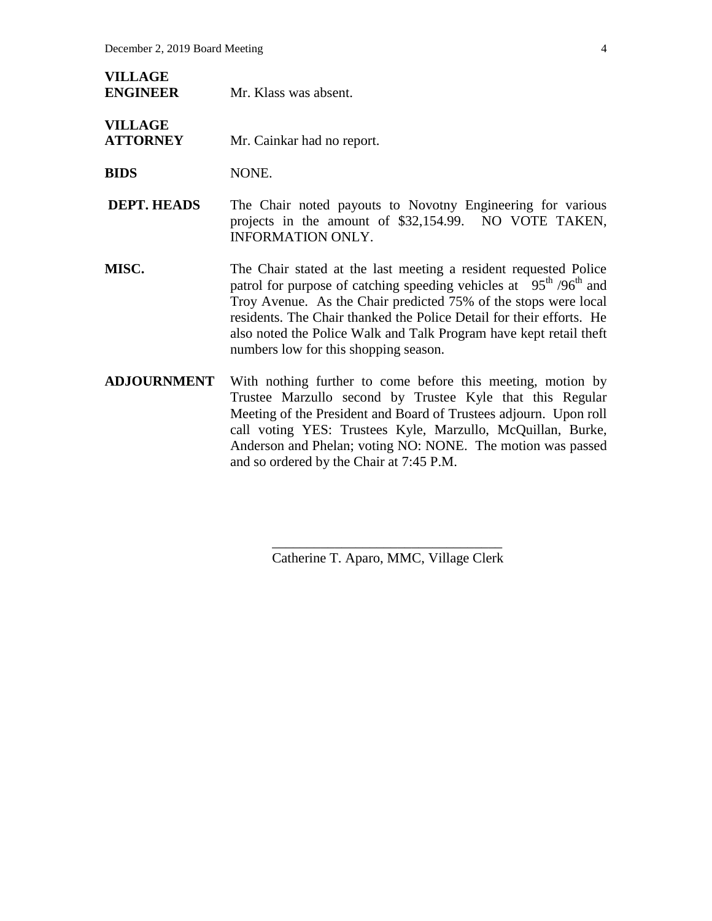**VILLAGE ENGINEER** Mr. Klass was absent.

**VILLAGE ATTORNEY** Mr. Cainkar had no report.

**BIDS** NONE.

**DEPT. HEADS** The Chair noted payouts to Novotny Engineering for various projects in the amount of $32,154.99. NO VOTE TAKEN, INFORMATION ONLY.

**MISC.** The Chair stated at the last meeting a resident requested Police patrol for purpose of catching speeding vehicles at 95th /96th and Troy Avenue. As the Chair predicted 75% of the stops were local residents. The Chair thanked the Police Detail for their efforts. He also noted the Police Walk and Talk Program have kept retail theft numbers low for this shopping season.

**ADJOURNMENT** With nothing further to come before this meeting, motion by Trustee Marzullo second by Trustee Kyle that this Regular Meeting of the President and Board of Trustees adjourn. Upon roll call voting YES: Trustees Kyle, Marzullo, McQuillan, Burke, Anderson and Phelan; voting NO: NONE. The motion was passed and so ordered by the Chair at 7:45 P.M.

\_\_\_\_\_\_\_\_\_\_\_\_\_\_\_\_\_\_\_\_\_\_\_\_\_\_\_\_\_\_\_\_

Catherine T. Aparo, MMC, Village Clerk